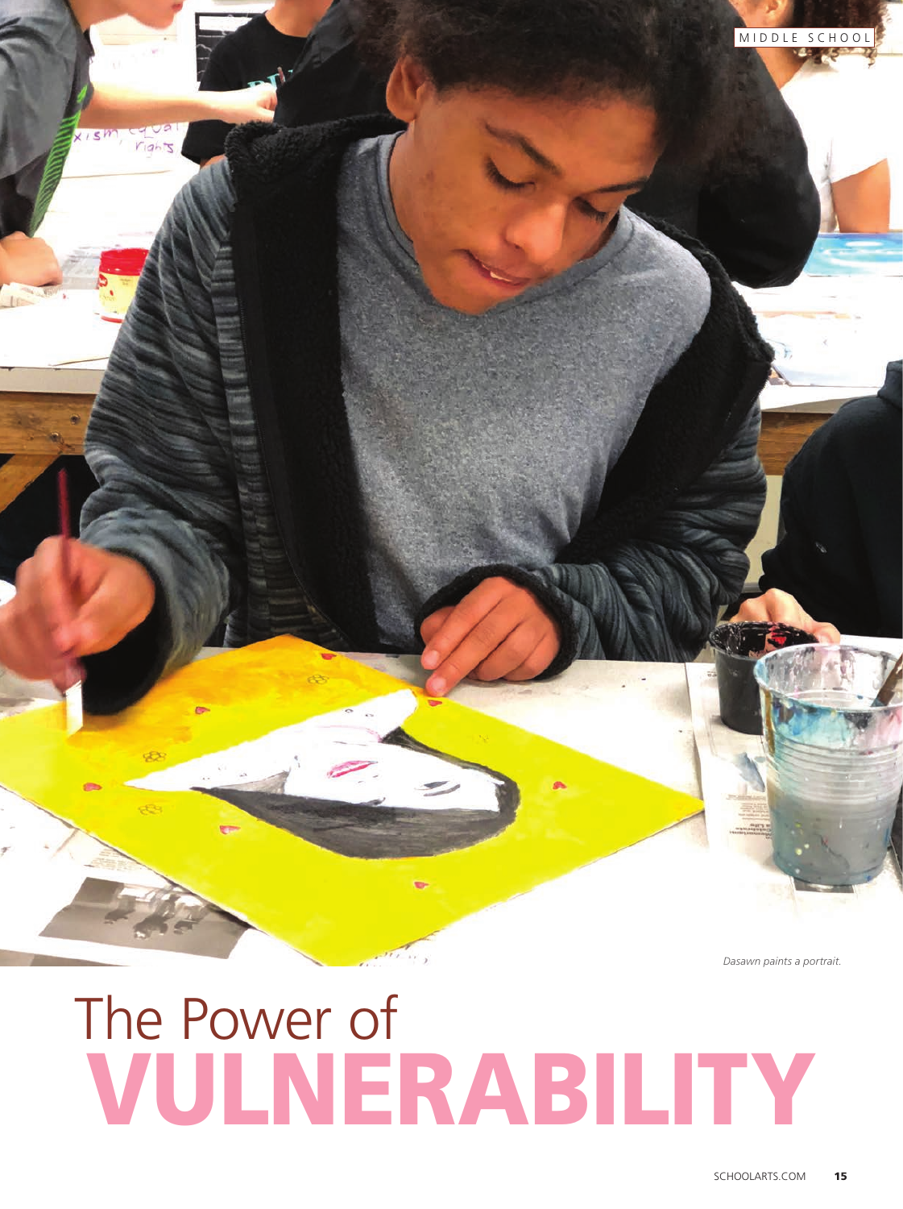Dasawn paints a portrait.

# The Power of VULNERABILITY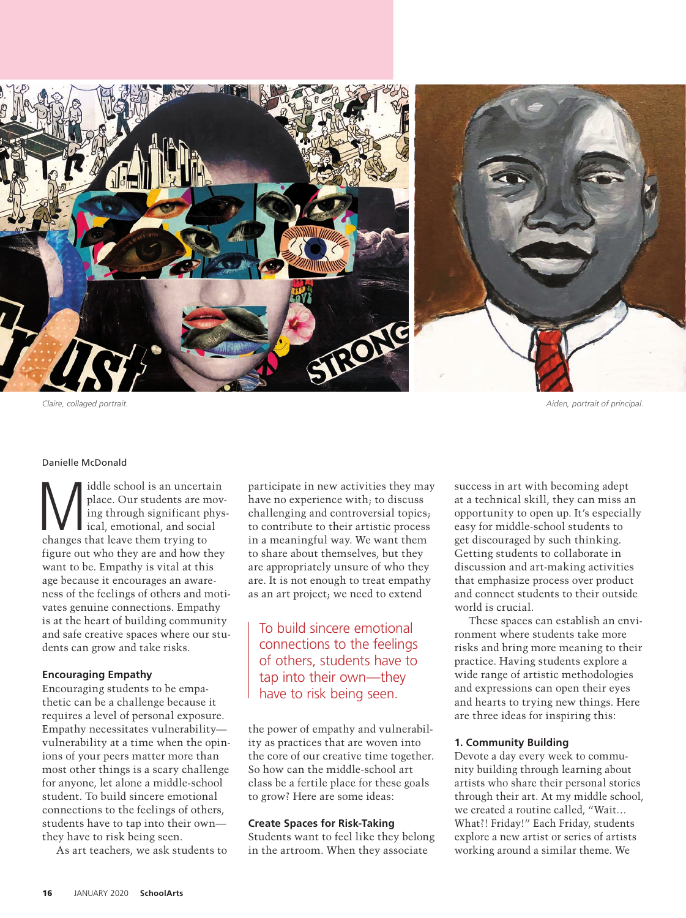Claire, collaged portrait.

Aiden, portrait of principal.

Danielle McDonald

Middle school is an uncertain place. Our students are moving through significant physical, emotional, and social changes that leave them trying to figure out who they are and how they want to be. Empathy is vital at this age because it encourages an awareness of the feelings of others and motivates genuine connections. Empathy is at the heart of building community and safe creative spaces where our students can grow and take risks.

### Encouraging Empathy

Encouraging students to be empathetic can be a challenge because it requires a level of personal exposure. Empathy necessitates vulnerability—vulnerability at a time when the opinions of your peers matter more than most other things is a scary challenge for anyone, let alone a middle-school student. To build sincere emotional connections to the feelings of others, students have to tap into their own—they have to risk being seen.

As art teachers, we ask students to participate in new activities they may have no experience with; to discuss challenging and controversial topics; to contribute to their artistic process in a meaningful way. We want them to share about themselves, but they are appropriately unsure of who they are. It is not enough to treat empathy as an art project; we need to extend the power of empathy and vulnerability as practices that are woven into the core of our creative time together. So how can the middle-school art class be a fertile place for these goals to grow? Here are some ideas:

> To build sincere emotional connections to the feelings of others, students have to tap into their own—they have to risk being seen.

### Create Spaces for Risk-Taking

Students want to feel like they belong in the artroom. When they associate success in art with becoming adept at a technical skill, they can miss an opportunity to open up. It's especially easy for middle-school students to get discouraged by such thinking. Getting students to collaborate in discussion and art-making activities that emphasize process over product and connect students to their outside world is crucial.

These spaces can establish an environment where students take more risks and bring more meaning to their practice. Having students explore a wide range of artistic methodologies and expressions can open their eyes and hearts to trying new things. Here are three ideas for inspiring this:

#### 1. Community Building

Devote a day every week to community building through learning about artists who share their personal stories through their art. At my middle school, we created a routine called, "Wait... What?! Friday!" Each Friday, students explore a new artist or series of artists working around a similar theme. We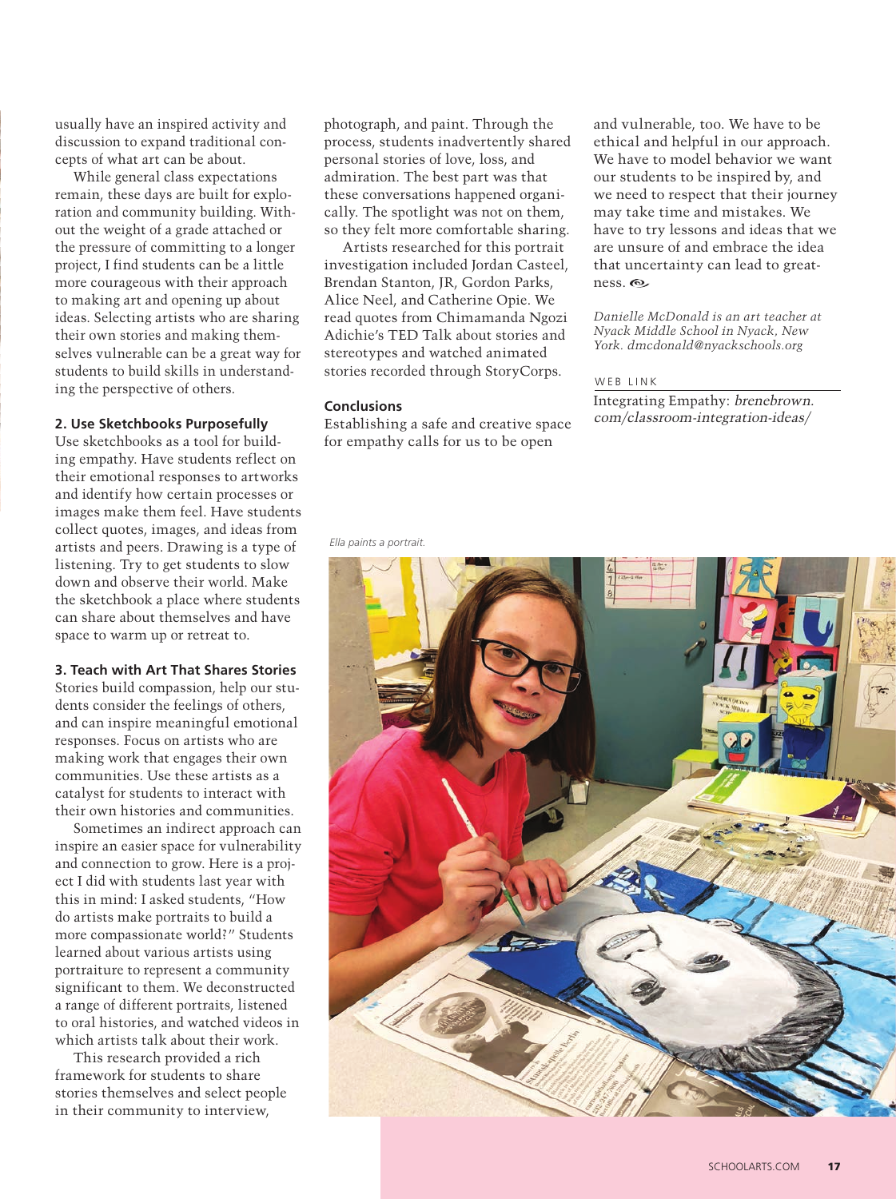usually have an inspired activity and discussion to expand traditional concepts of what art can be about.

While general class expectations remain, these days are built for exploration and community building. Without the weight of a grade attached or the pressure of committing to a longer project, I find students can be a little more courageous with their approach to making art and opening up about ideas. Selecting artists who are sharing their own stories and making themselves vulnerable can be a great way for students to build skills in understanding the perspective of others.

### 2. Use Sketchbooks Purposefully

Use sketchbooks as a tool for building empathy. Have students reflect on their emotional responses to artworks and identify how certain processes or images make them feel. Have students collect quotes, images, and ideas from artists and peers. Drawing is a type of listening. Try to get students to slow down and observe their world. Make the sketchbook a place where students can share about themselves and have space to warm up or retreat to.

### 3. Teach with Art That Shares Stories

Stories build compassion, help our students consider the feelings of others, and can inspire meaningful emotional responses. Focus on artists who are making work that engages their own communities. Use these artists as a catalyst for students to interact with their own histories and communities.

Sometimes an indirect approach can inspire an easier space for vulnerability and connection to grow. Here is a project I did with students last year with this in mind: I asked students, "How do artists make portraits to build a more compassionate world?" Students learned about various artists using portraiture to represent a community significant to them. We deconstructed a range of different portraits, listened to oral histories, and watched videos in which artists talk about their work.

This research provided a rich framework for students to share stories themselves and select people in their community to interview, photograph, and paint. Through the process, students inadvertently shared personal stories of love, loss, and admiration. The best part was that these conversations happened organically. The spotlight was not on them, so they felt more comfortable sharing.

Artists researched for this portrait investigation included Jordan Casteel, Brendan Stanton, JR, Gordon Parks, Alice Neel, and Catherine Opie. We read quotes from Chimamanda Ngozi Adichie's TED Talk about stories and stereotypes and watched animated stories recorded through StoryCorps.

### Conclusions

Establishing a safe and creative space for empathy calls for us to be open and vulnerable, too. We have to be ethical and helpful in our approach. We have to model behavior we want our students to be inspired by, and we need to respect that their journey may take time and mistakes. We have to try lessons and ideas that we are unsure of and embrace the idea that uncertainty can lead to greatness.

*Danielle McDonald is an art teacher at Nyack Middle School in Nyack, New York. dmcdonald@nyackschools.org*

WEB LINK

Integrating Empathy: *brenebrown.com/classroom-integration-ideas/*

*Ella paints a portrait.*